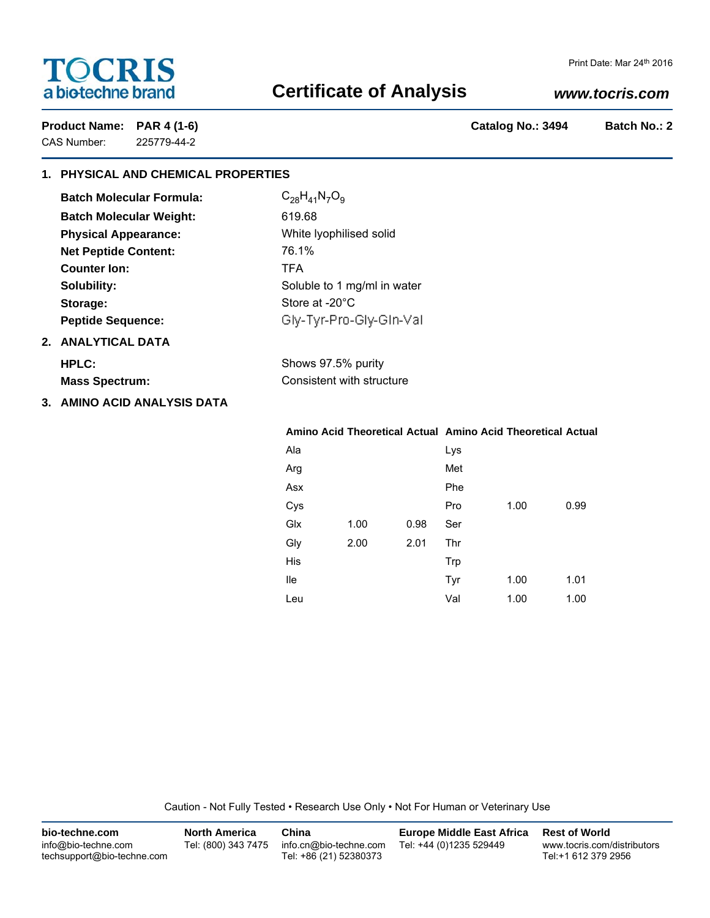TOCRIS
a biotechne brand

Print Date: Mar 24th 2016

# Certificate of Analysis

***www.tocris.com***

**Product Name: PAR 4 (1-6)** **Catalog No.: 3494** **Batch No.: 2**

CAS Number: 225779-44-2

## 1. PHYSICAL AND CHEMICAL PROPERTIES

**Batch Molecular Formula:** $C_{28}H_{41}N_7O_9$

**Batch Molecular Weight:** 619.68

**Physical Appearance:** White lyophilised solid

**Net Peptide Content:** 76.1%

**Counter Ion:** TFA

**Solubility:** Soluble to 1 mg/ml in water

**Storage:** Store at -20°C

**Peptide Sequence:** Gly-Tyr-Pro-Gly-Gln-Val

## 2. ANALYTICAL DATA

**HPLC:** Shows 97.5% purity

**Mass Spectrum:** Consistent with structure

## 3. AMINO ACID ANALYSIS DATA

| Amino Acid | Theoretical | Actual | Amino Acid | Theoretical | Actual |
|---|---|---|---|---|---|
| Ala | | | Lys | | |
| Arg | | | Met | | |
| Asx | | | Phe | | |
| Cys | | | Pro | 1.00 | 0.99 |
| Glx | 1.00 | 0.98 | Ser | | |
| Gly | 2.00 | 2.01 | Thr | | |
| His | | | Trp | | |
| Ile | | | Tyr | 1.00 | 1.01 |
| Leu | | | Val | 1.00 | 1.00 |

Caution - Not Fully Tested • Research Use Only • Not For Human or Veterinary Use

**bio-techne.com**
info@bio-techne.com
techsupport@bio-techne.com

**North America**
Tel: (800) 343 7475

**China**
info.cn@bio-techne.com
Tel: +86 (21) 52380373

**Europe Middle East Africa**
Tel: +44 (0)1235 529449

**Rest of World**
www.tocris.com/distributors
Tel:+1 612 379 2956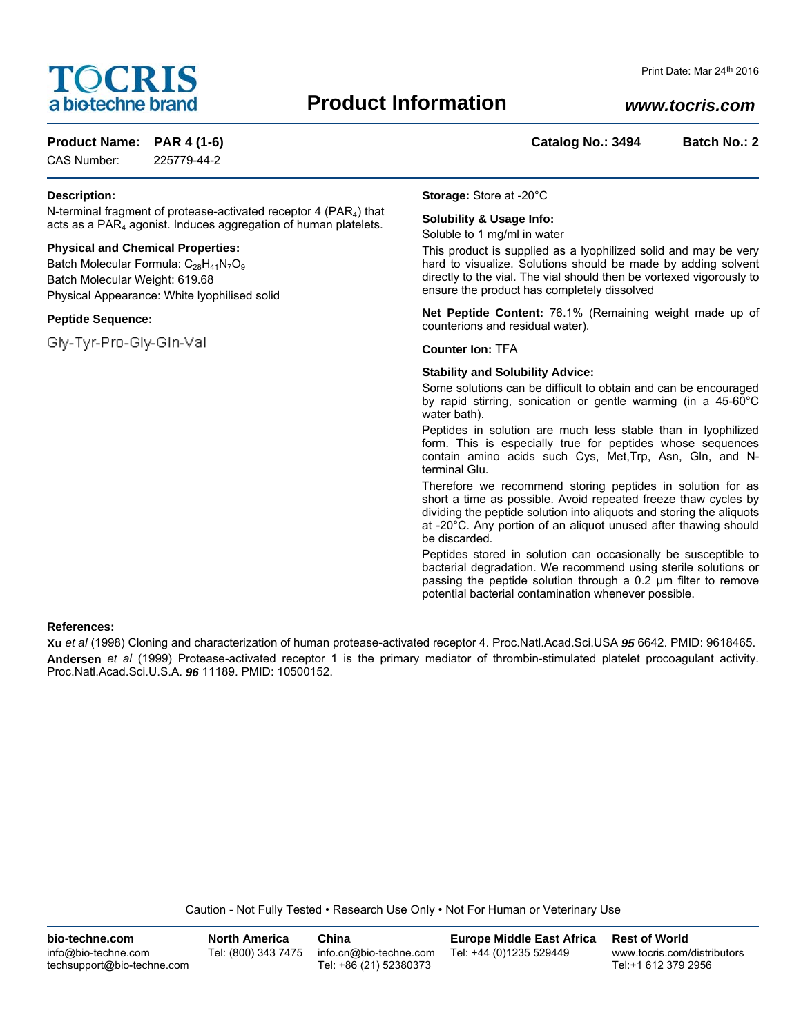# TOCRIS
a bio-techne brand

# Product Information

Print Date: Mar 24th 2016

www.tocris.com

**Product Name: PAR 4 (1-6)** **Catalog No.: 3494** **Batch No.: 2**

CAS Number: 225779-44-2

**Description:**

N-terminal fragment of protease-activated receptor 4 ($PAR_4$) that acts as a $PAR_4$ agonist. Induces aggregation of human platelets.

**Physical and Chemical Properties:**

Batch Molecular Formula: $C_{28}H_{41}N_7O_9$

Batch Molecular Weight: 619.68

Physical Appearance: White lyophilised solid

**Peptide Sequence:**

Gly-Tyr-Pro-Gly-Gln-Val

**Storage:** Store at -20°C

**Solubility & Usage Info:**

Soluble to 1 mg/ml in water

This product is supplied as a lyophilized solid and may be very hard to visualize. Solutions should be made by adding solvent directly to the vial. The vial should then be vortexed vigorously to ensure the product has completely dissolved

**Net Peptide Content:** 76.1% (Remaining weight made up of counterions and residual water).

**Counter Ion:** TFA

**Stability and Solubility Advice:**

Some solutions can be difficult to obtain and can be encouraged by rapid stirring, sonication or gentle warming (in a 45-60°C water bath).

Peptides in solution are much less stable than in lyophilized form. This is especially true for peptides whose sequences contain amino acids such Cys, Met,Trp, Asn, Gln, and N-terminal Glu.

Therefore we recommend storing peptides in solution for as short a time as possible. Avoid repeated freeze thaw cycles by dividing the peptide solution into aliquots and storing the aliquots at -20°C. Any portion of an aliquot unused after thawing should be discarded.

Peptides stored in solution can occasionally be susceptible to bacterial degradation. We recommend using sterile solutions or passing the peptide solution through a 0.2 µm filter to remove potential bacterial contamination whenever possible.

**References:**

**Xu** *et al* (1998) Cloning and characterization of human protease-activated receptor 4. Proc.Natl.Acad.Sci.USA ***95*** 6642. PMID: 9618465.

**Andersen** *et al* (1999) Protease-activated receptor 1 is the primary mediator of thrombin-stimulated platelet procoagulant activity. Proc.Natl.Acad.Sci.U.S.A. ***96*** 11189. PMID: 10500152.

Caution - Not Fully Tested • Research Use Only • Not For Human or Veterinary Use

**bio-techne.com**
info@bio-techne.com
techsupport@bio-techne.com

**North America**
Tel: (800) 343 7475

**China**
info.cn@bio-techne.com
Tel: +86 (21) 52380373

**Europe Middle East Africa**
Tel: +44 (0)1235 529449

**Rest of World**
www.tocris.com/distributors
Tel:+1 612 379 2956